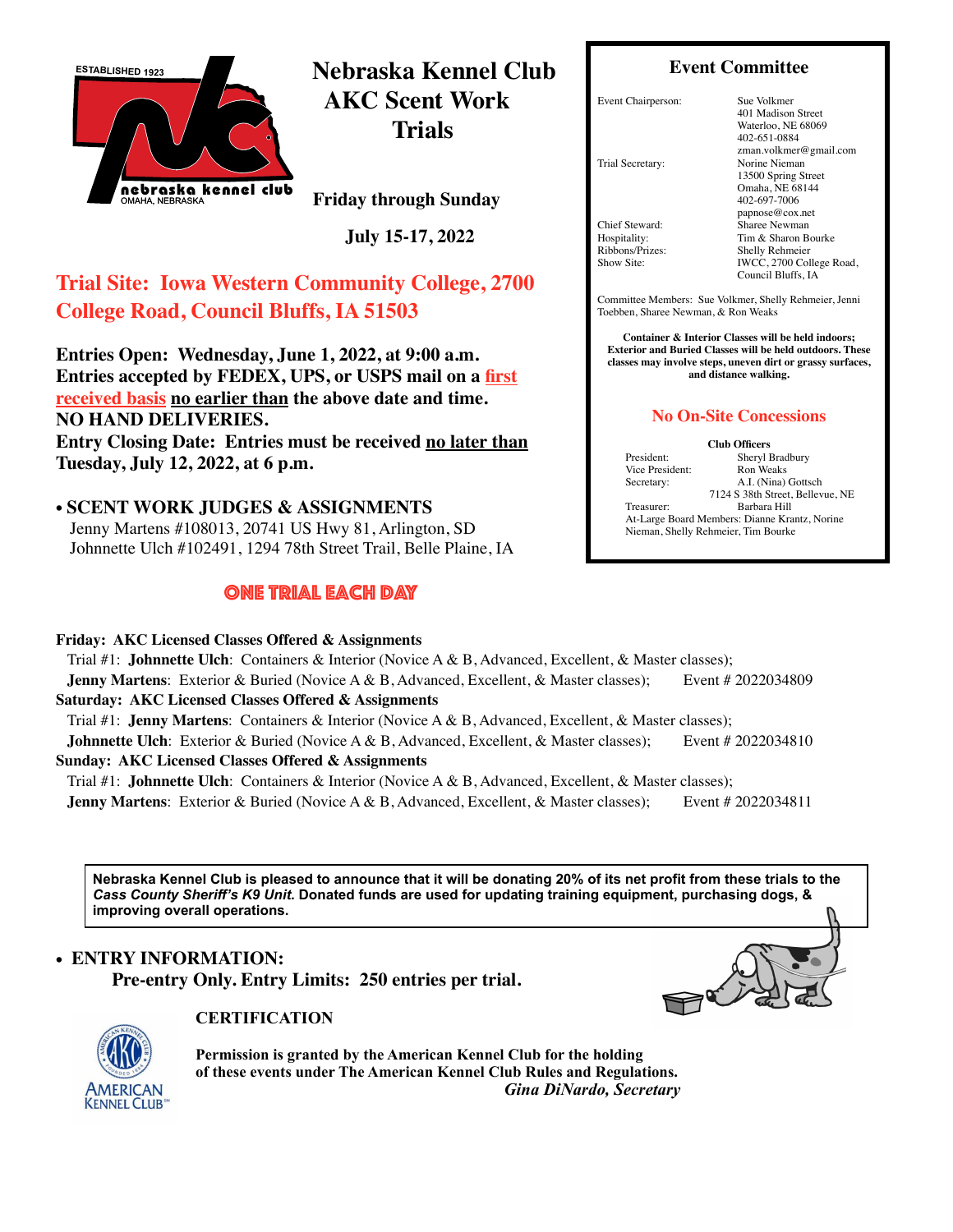ESTABLISHED 1923

nebraska kennel club
OMAHA, NEBRASKA

# Nebraska Kennel Club AKC Scent Work Trials

**Friday through Sunday**

**July 15-17, 2022**

## Trial Site: Iowa Western Community College, 2700 College Road, Council Bluffs, IA 51503

**Entries Open: Wednesday, June 1, 2022, at 9:00 a.m.**
**Entries accepted by FEDEX, UPS, or USPS mail on a first received basis no earlier than the above date and time.**
**NO HAND DELIVERIES.**
**Entry Closing Date: Entries must be received no later than Tuesday, July 12, 2022, at 6 p.m.**

- **SCENT WORK JUDGES & ASSIGNMENTS**
  Jenny Martens #108013, 20741 US Hwy 81, Arlington, SD
  Johnnette Ulch #102491, 1294 78th Street Trail, Belle Plaine, IA

## Event Committee

| | |
|---|---|
| Event Chairperson: | Sue Volkmer<br>401 Madison Street<br>Waterloo, NE 68069<br>402-651-0884<br>zman.volkmer@gmail.com |
| Trial Secretary: | Norine Nieman<br>13500 Spring Street<br>Omaha, NE 68144<br>402-697-7006<br>papnose@cox.net |
| Chief Steward: | Sharee Newman |
| Hospitality: | Tim & Sharon Bourke |
| Ribbons/Prizes: | Shelly Rehmeier |
| Show Site: | IWCC, 2700 College Road, Council Bluffs, IA |

Committee Members: Sue Volkmer, Shelly Rehmeier, Jenni Toebben, Sharee Newman, & Ron Weaks

**Container & Interior Classes will be held indoors; Exterior and Buried Classes will be held outdoors. These classes may involve steps, uneven dirt or grassy surfaces, and distance walking.**

### No On-Site Concessions

**Club Officers**

| | |
|---|---|
| President: | Sheryl Bradbury |
| Vice President: | Ron Weaks |
| Secretary: | A.I. (Nina) Gottsch<br>7124 S 38th Street, Bellevue, NE |
| Treasurer: | Barbara Hill |

At-Large Board Members: Dianne Krantz, Norine Nieman, Shelly Rehmeier, Tim Bourke

## ONE TRIAL EACH DAY

**Friday: AKC Licensed Classes Offered & Assignments**
Trial #1: **Johnnette Ulch**: Containers & Interior (Novice A & B, Advanced, Excellent, & Master classes);
**Jenny Martens**: Exterior & Buried (Novice A & B, Advanced, Excellent, & Master classes); Event # 2022034809

**Saturday: AKC Licensed Classes Offered & Assignments**
Trial #1: **Jenny Martens**: Containers & Interior (Novice A & B, Advanced, Excellent, & Master classes);
**Johnnette Ulch**: Exterior & Buried (Novice A & B, Advanced, Excellent, & Master classes); Event # 2022034810

**Sunday: AKC Licensed Classes Offered & Assignments**
Trial #1: **Johnnette Ulch**: Containers & Interior (Novice A & B, Advanced, Excellent, & Master classes);
**Jenny Martens**: Exterior & Buried (Novice A & B, Advanced, Excellent, & Master classes); Event # 2022034811

**Nebraska Kennel Club is pleased to announce that it will be donating 20% of its net profit from these trials to the *Cass County Sheriff's K9 Unit*. Donated funds are used for updating training equipment, purchasing dogs, & improving overall operations.**

- **ENTRY INFORMATION:**
  **Pre-entry Only. Entry Limits: 250 entries per trial.**

**CERTIFICATION**

**Permission is granted by the American Kennel Club for the holding of these events under The American Kennel Club Rules and Regulations.**
***Gina DiNardo, Secretary***

AMERICAN KENNEL CLUB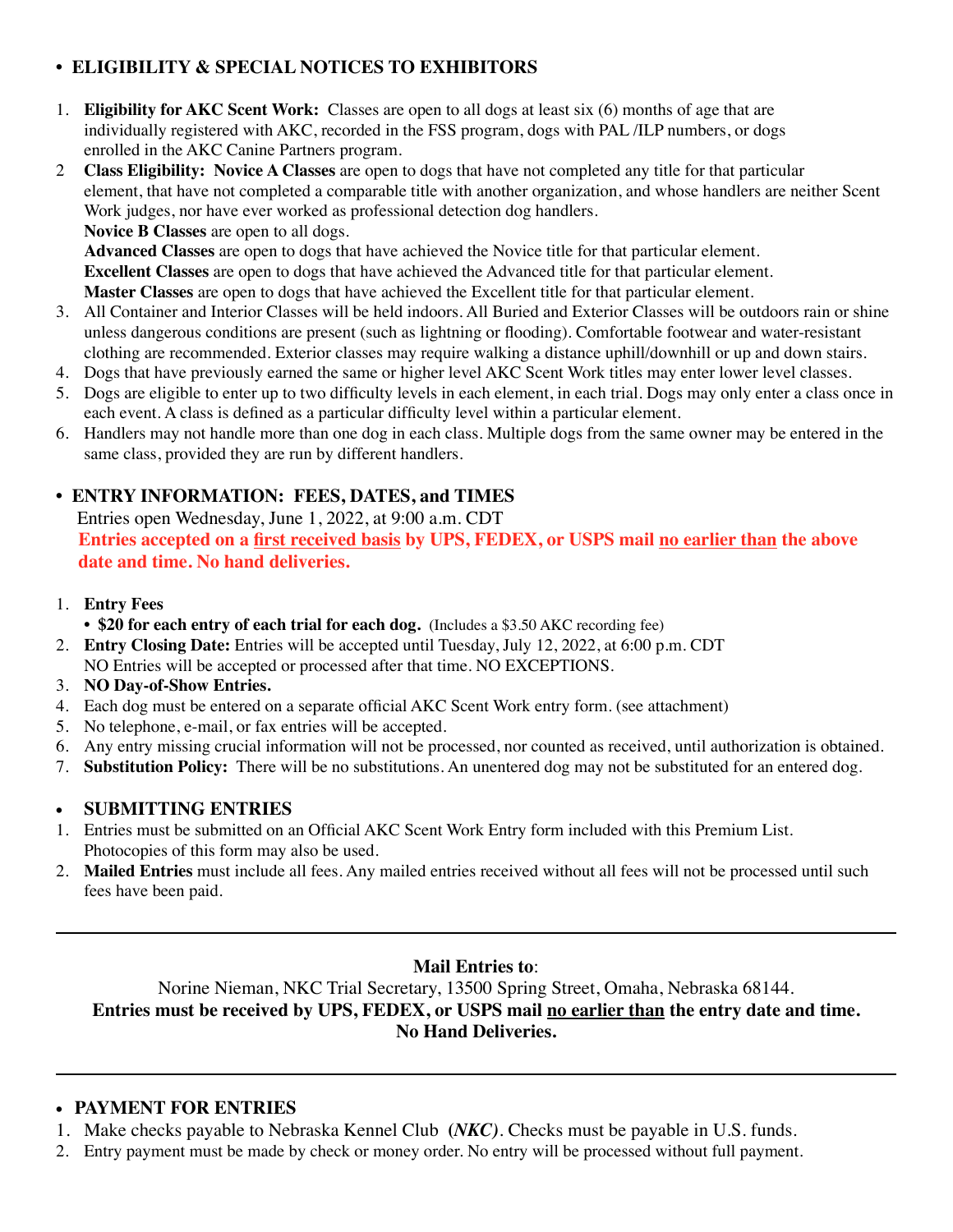## • ELIGIBILITY & SPECIAL NOTICES TO EXHIBITORS

1. **Eligibility for AKC Scent Work:** Classes are open to all dogs at least six (6) months of age that are individually registered with AKC, recorded in the FSS program, dogs with PAL /ILP numbers, or dogs enrolled in the AKC Canine Partners program.
2. **Class Eligibility: Novice A Classes** are open to dogs that have not completed any title for that particular element, that have not completed a comparable title with another organization, and whose handlers are neither Scent Work judges, nor have ever worked as professional detection dog handlers.
   **Novice B Classes** are open to all dogs.
   **Advanced Classes** are open to dogs that have achieved the Novice title for that particular element.
   **Excellent Classes** are open to dogs that have achieved the Advanced title for that particular element.
   **Master Classes** are open to dogs that have achieved the Excellent title for that particular element.
3. All Container and Interior Classes will be held indoors. All Buried and Exterior Classes will be outdoors rain or shine unless dangerous conditions are present (such as lightning or flooding). Comfortable footwear and water-resistant clothing are recommended. Exterior classes may require walking a distance uphill/downhill or up and down stairs.
4. Dogs that have previously earned the same or higher level AKC Scent Work titles may enter lower level classes.
5. Dogs are eligible to enter up to two difficulty levels in each element, in each trial. Dogs may only enter a class once in each event. A class is defined as a particular difficulty level within a particular element.
6. Handlers may not handle more than one dog in each class. Multiple dogs from the same owner may be entered in the same class, provided they are run by different handlers.

## • ENTRY INFORMATION: FEES, DATES, and TIMES

Entries open Wednesday, June 1, 2022, at 9:00 a.m. CDT

**Entries accepted on a first received basis by UPS, FEDEX, or USPS mail no earlier than the above date and time. No hand deliveries.**

1. **Entry Fees**
   - **$20 for each entry of each trial for each dog.** (Includes a $3.50 AKC recording fee)
2. **Entry Closing Date:** Entries will be accepted until Tuesday, July 12, 2022, at 6:00 p.m. CDT
   NO Entries will be accepted or processed after that time. NO EXCEPTIONS.
3. **NO Day-of-Show Entries.**
4. Each dog must be entered on a separate official AKC Scent Work entry form. (see attachment)
5. No telephone, e-mail, or fax entries will be accepted.
6. Any entry missing crucial information will not be processed, nor counted as received, until authorization is obtained.
7. **Substitution Policy:** There will be no substitutions. An unentered dog may not be substituted for an entered dog.

## • SUBMITTING ENTRIES

1. Entries must be submitted on an Official AKC Scent Work Entry form included with this Premium List. Photocopies of this form may also be used.
2. **Mailed Entries** must include all fees. Any mailed entries received without all fees will not be processed until such fees have been paid.

---

**Mail Entries to**:

Norine Nieman, NKC Trial Secretary, 13500 Spring Street, Omaha, Nebraska 68144.

**Entries must be received by UPS, FEDEX, or USPS mail no earlier than the entry date and time. No Hand Deliveries.**

---

## • PAYMENT FOR ENTRIES

1. Make checks payable to Nebraska Kennel Club **(*NKC)*.** Checks must be payable in U.S. funds.
2. Entry payment must be made by check or money order. No entry will be processed without full payment.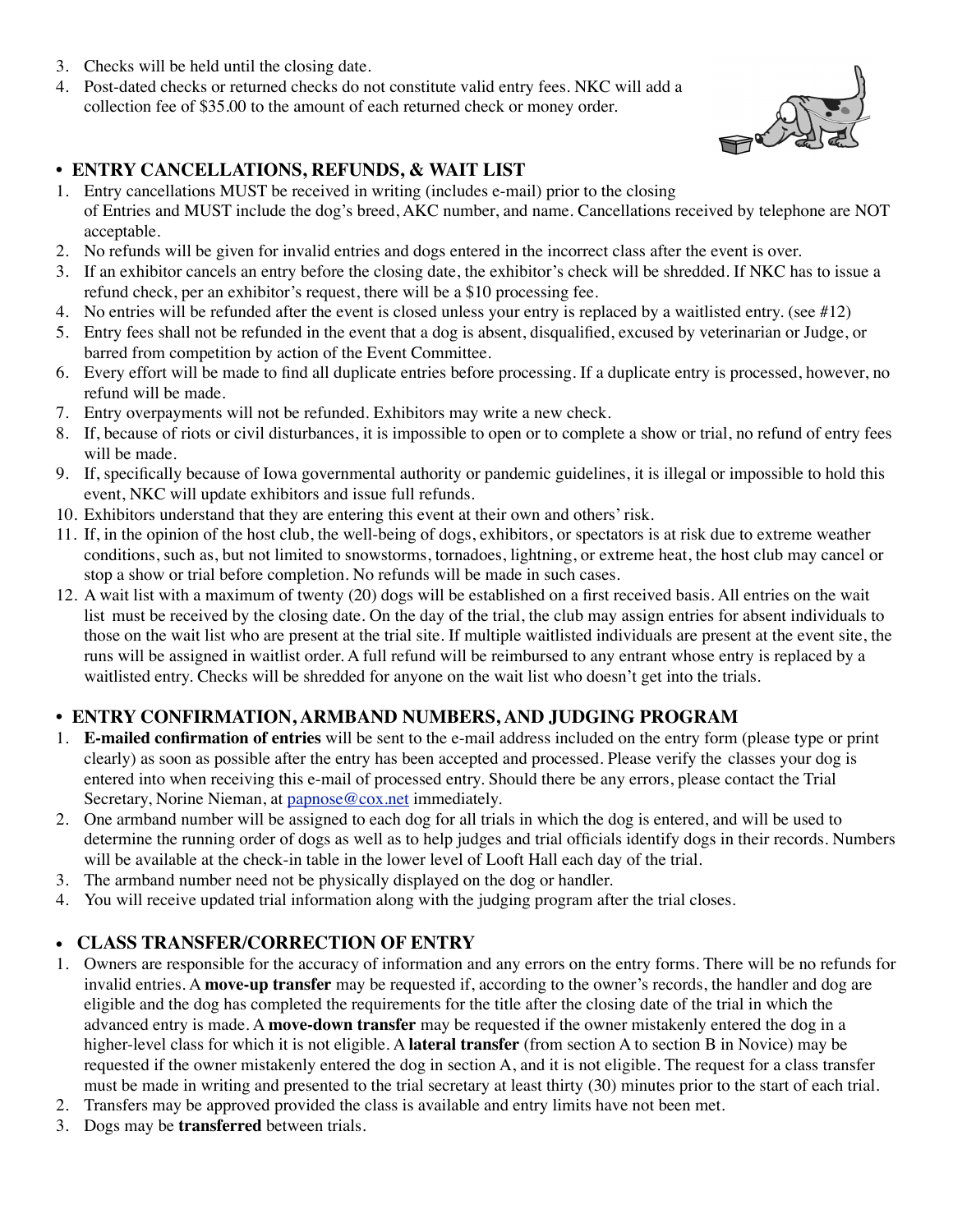3. Checks will be held until the closing date.
4. Post-dated checks or returned checks do not constitute valid entry fees. NKC will add a collection fee of $35.00 to the amount of each returned check or money order.

## • ENTRY CANCELLATIONS, REFUNDS, & WAIT LIST

1. Entry cancellations MUST be received in writing (includes e-mail) prior to the closing of Entries and MUST include the dog's breed, AKC number, and name. Cancellations received by telephone are NOT acceptable.
2. No refunds will be given for invalid entries and dogs entered in the incorrect class after the event is over.
3. If an exhibitor cancels an entry before the closing date, the exhibitor's check will be shredded. If NKC has to issue a refund check, per an exhibitor's request, there will be a $10 processing fee.
4. No entries will be refunded after the event is closed unless your entry is replaced by a waitlisted entry. (see #12)
5. Entry fees shall not be refunded in the event that a dog is absent, disqualified, excused by veterinarian or Judge, or barred from competition by action of the Event Committee.
6. Every effort will be made to find all duplicate entries before processing. If a duplicate entry is processed, however, no refund will be made.
7. Entry overpayments will not be refunded. Exhibitors may write a new check.
8. If, because of riots or civil disturbances, it is impossible to open or to complete a show or trial, no refund of entry fees will be made.
9. If, specifically because of Iowa governmental authority or pandemic guidelines, it is illegal or impossible to hold this event, NKC will update exhibitors and issue full refunds.
10. Exhibitors understand that they are entering this event at their own and others' risk.
11. If, in the opinion of the host club, the well-being of dogs, exhibitors, or spectators is at risk due to extreme weather conditions, such as, but not limited to snowstorms, tornadoes, lightning, or extreme heat, the host club may cancel or stop a show or trial before completion. No refunds will be made in such cases.
12. A wait list with a maximum of twenty (20) dogs will be established on a first received basis. All entries on the wait list must be received by the closing date. On the day of the trial, the club may assign entries for absent individuals to those on the wait list who are present at the trial site. If multiple waitlisted individuals are present at the event site, the runs will be assigned in waitlist order. A full refund will be reimbursed to any entrant whose entry is replaced by a waitlisted entry. Checks will be shredded for anyone on the wait list who doesn't get into the trials.

## • ENTRY CONFIRMATION, ARMBAND NUMBERS, AND JUDGING PROGRAM

1. **E-mailed confirmation of entries** will be sent to the e-mail address included on the entry form (please type or print clearly) as soon as possible after the entry has been accepted and processed. Please verify the classes your dog is entered into when receiving this e-mail of processed entry. Should there be any errors, please contact the Trial Secretary, Norine Nieman, at papnose@cox.net immediately.
2. One armband number will be assigned to each dog for all trials in which the dog is entered, and will be used to determine the running order of dogs as well as to help judges and trial officials identify dogs in their records. Numbers will be available at the check-in table in the lower level of Looft Hall each day of the trial.
3. The armband number need not be physically displayed on the dog or handler.
4. You will receive updated trial information along with the judging program after the trial closes.

## • CLASS TRANSFER/CORRECTION OF ENTRY

1. Owners are responsible for the accuracy of information and any errors on the entry forms. There will be no refunds for invalid entries. A **move-up transfer** may be requested if, according to the owner's records, the handler and dog are eligible and the dog has completed the requirements for the title after the closing date of the trial in which the advanced entry is made. A **move-down transfer** may be requested if the owner mistakenly entered the dog in a higher-level class for which it is not eligible. A **lateral transfer** (from section A to section B in Novice) may be requested if the owner mistakenly entered the dog in section A, and it is not eligible. The request for a class transfer must be made in writing and presented to the trial secretary at least thirty (30) minutes prior to the start of each trial.
2. Transfers may be approved provided the class is available and entry limits have not been met.
3. Dogs may be **transferred** between trials.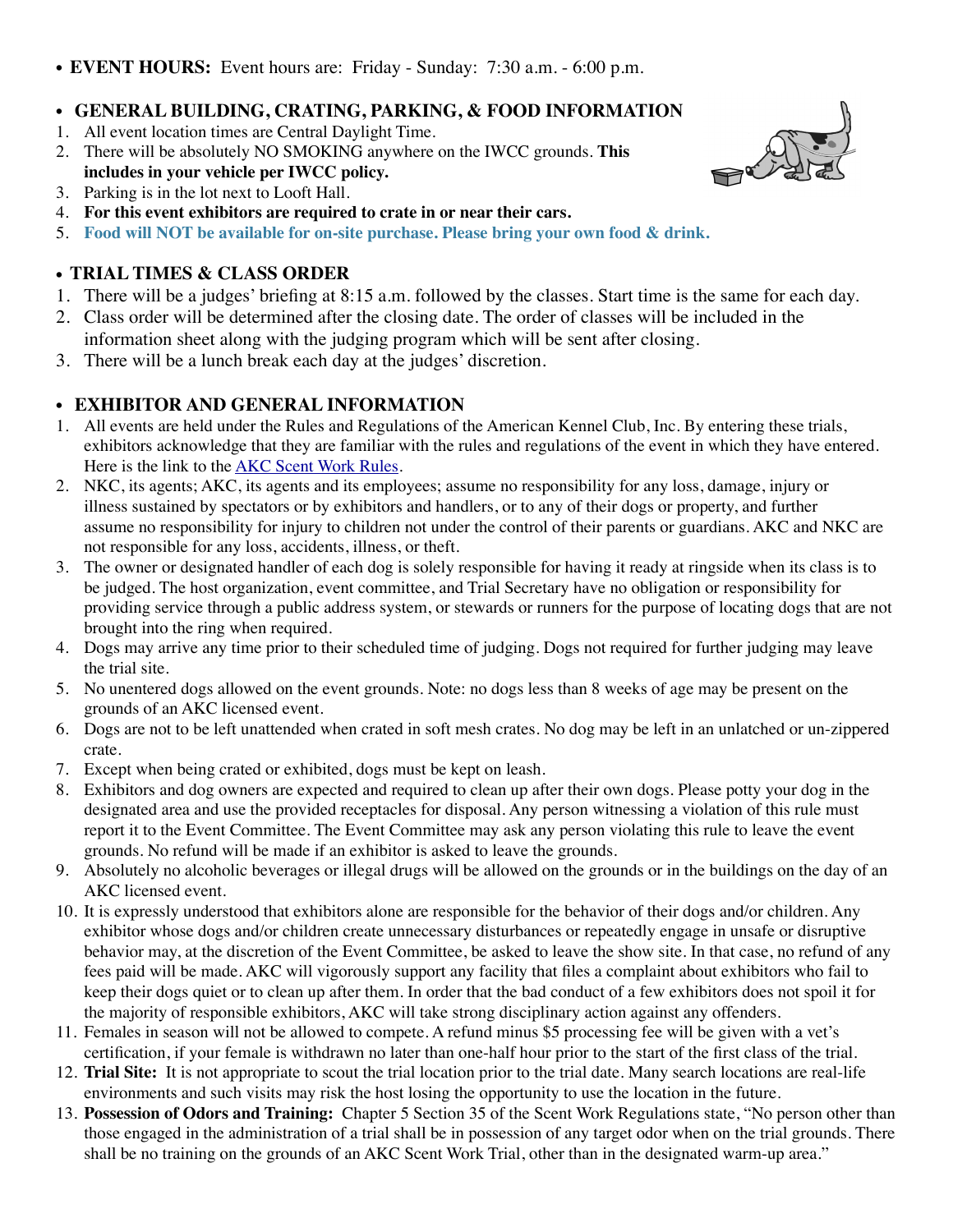- **EVENT HOURS:** Event hours are: Friday - Sunday: 7:30 a.m. - 6:00 p.m.

- **GENERAL BUILDING, CRATING, PARKING, & FOOD INFORMATION**

1. All event location times are Central Daylight Time.
2. There will be absolutely NO SMOKING anywhere on the IWCC grounds. **This includes in your vehicle per IWCC policy.**
3. Parking is in the lot next to Looft Hall.
4. **For this event exhibitors are required to crate in or near their cars.**
5. **Food will NOT be available for on-site purchase. Please bring your own food & drink.**

- **TRIAL TIMES & CLASS ORDER**

1. There will be a judges' briefing at 8:15 a.m. followed by the classes. Start time is the same for each day.
2. Class order will be determined after the closing date. The order of classes will be included in the information sheet along with the judging program which will be sent after closing.
3. There will be a lunch break each day at the judges' discretion.

- **EXHIBITOR AND GENERAL INFORMATION**

1. All events are held under the Rules and Regulations of the American Kennel Club, Inc. By entering these trials, exhibitors acknowledge that they are familiar with the rules and regulations of the event in which they have entered. Here is the link to the AKC Scent Work Rules.
2. NKC, its agents; AKC, its agents and its employees; assume no responsibility for any loss, damage, injury or illness sustained by spectators or by exhibitors and handlers, or to any of their dogs or property, and further assume no responsibility for injury to children not under the control of their parents or guardians. AKC and NKC are not responsible for any loss, accidents, illness, or theft.
3. The owner or designated handler of each dog is solely responsible for having it ready at ringside when its class is to be judged. The host organization, event committee, and Trial Secretary have no obligation or responsibility for providing service through a public address system, or stewards or runners for the purpose of locating dogs that are not brought into the ring when required.
4. Dogs may arrive any time prior to their scheduled time of judging. Dogs not required for further judging may leave the trial site.
5. No unentered dogs allowed on the event grounds. Note: no dogs less than 8 weeks of age may be present on the grounds of an AKC licensed event.
6. Dogs are not to be left unattended when crated in soft mesh crates. No dog may be left in an unlatched or un-zippered crate.
7. Except when being crated or exhibited, dogs must be kept on leash.
8. Exhibitors and dog owners are expected and required to clean up after their own dogs. Please potty your dog in the designated area and use the provided receptacles for disposal. Any person witnessing a violation of this rule must report it to the Event Committee. The Event Committee may ask any person violating this rule to leave the event grounds. No refund will be made if an exhibitor is asked to leave the grounds.
9. Absolutely no alcoholic beverages or illegal drugs will be allowed on the grounds or in the buildings on the day of an AKC licensed event.
10. It is expressly understood that exhibitors alone are responsible for the behavior of their dogs and/or children. Any exhibitor whose dogs and/or children create unnecessary disturbances or repeatedly engage in unsafe or disruptive behavior may, at the discretion of the Event Committee, be asked to leave the show site. In that case, no refund of any fees paid will be made. AKC will vigorously support any facility that files a complaint about exhibitors who fail to keep their dogs quiet or to clean up after them. In order that the bad conduct of a few exhibitors does not spoil it for the majority of responsible exhibitors, AKC will take strong disciplinary action against any offenders.
11. Females in season will not be allowed to compete. A refund minus $5 processing fee will be given with a vet's certification, if your female is withdrawn no later than one-half hour prior to the start of the first class of the trial.
12. **Trial Site:** It is not appropriate to scout the trial location prior to the trial date. Many search locations are real-life environments and such visits may risk the host losing the opportunity to use the location in the future.
13. **Possession of Odors and Training:** Chapter 5 Section 35 of the Scent Work Regulations state, "No person other than those engaged in the administration of a trial shall be in possession of any target odor when on the trial grounds. There shall be no training on the grounds of an AKC Scent Work Trial, other than in the designated warm-up area."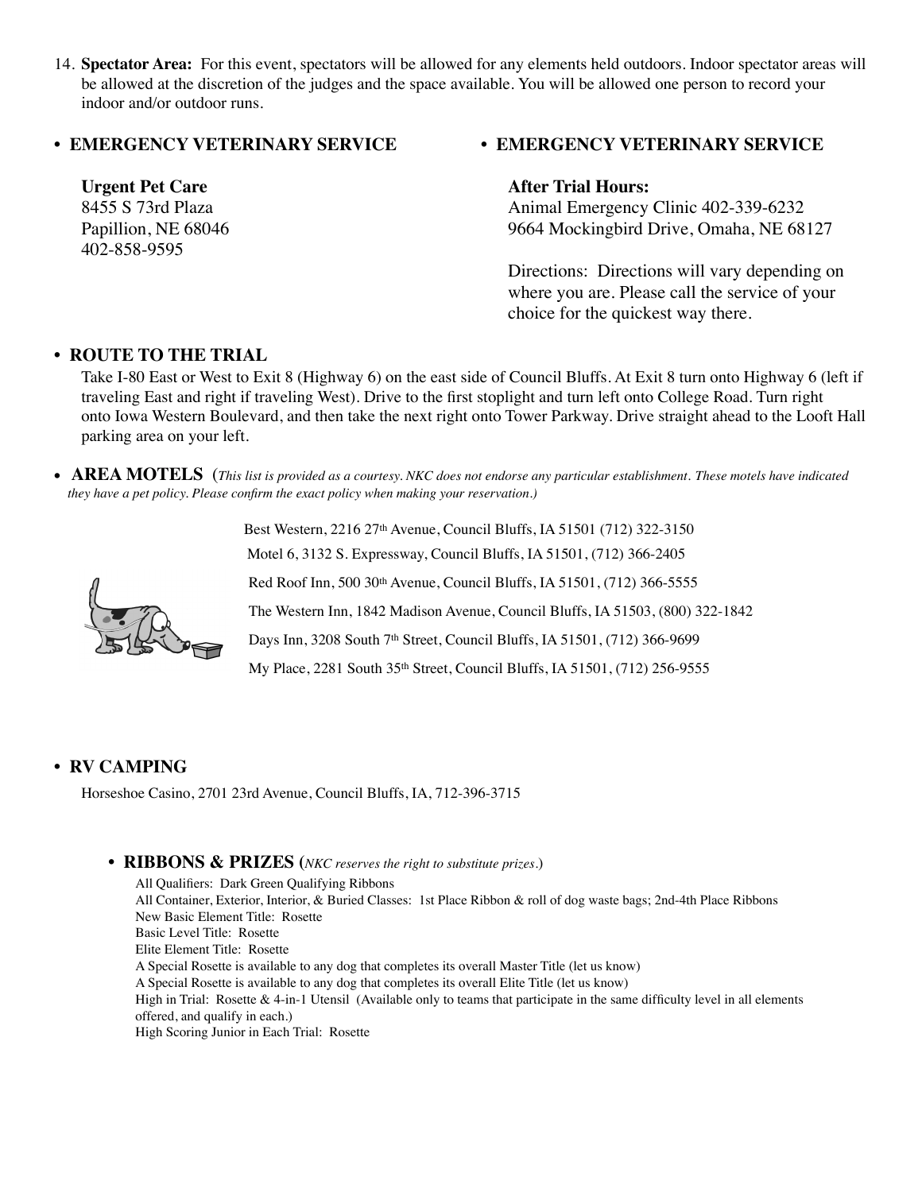14. **Spectator Area:** For this event, spectators will be allowed for any elements held outdoors. Indoor spectator areas will be allowed at the discretion of the judges and the space available. You will be allowed one person to record your indoor and/or outdoor runs.

- **EMERGENCY VETERINARY SERVICE**

  **Urgent Pet Care**
  8455 S 73rd Plaza
  Papillion, NE 68046
  402-858-9595

- **EMERGENCY VETERINARY SERVICE**

  **After Trial Hours:**
  Animal Emergency Clinic 402-339-6232
  9664 Mockingbird Drive, Omaha, NE 68127

  Directions: Directions will vary depending on where you are. Please call the service of your choice for the quickest way there.

- **ROUTE TO THE TRIAL**

  Take I-80 East or West to Exit 8 (Highway 6) on the east side of Council Bluffs. At Exit 8 turn onto Highway 6 (left if traveling East and right if traveling West). Drive to the first stoplight and turn left onto College Road. Turn right onto Iowa Western Boulevard, and then take the next right onto Tower Parkway. Drive straight ahead to the Looft Hall parking area on your left.

- **AREA MOTELS** (*This list is provided as a courtesy. NKC does not endorse any particular establishment. These motels have indicated they have a pet policy. Please confirm the exact policy when making your reservation.*)

  Best Western, 2216 27th Avenue, Council Bluffs, IA 51501 (712) 322-3150
  Motel 6, 3132 S. Expressway, Council Bluffs, IA 51501, (712) 366-2405
  Red Roof Inn, 500 30th Avenue, Council Bluffs, IA 51501, (712) 366-5555
  The Western Inn, 1842 Madison Avenue, Council Bluffs, IA 51503, (800) 322-1842
  Days Inn, 3208 South 7th Street, Council Bluffs, IA 51501, (712) 366-9699
  My Place, 2281 South 35th Street, Council Bluffs, IA 51501, (712) 256-9555

- **RV CAMPING**

  Horseshoe Casino, 2701 23rd Avenue, Council Bluffs, IA, 712-396-3715

- **RIBBONS & PRIZES** (*NKC reserves the right to substitute prizes.*)

  All Qualifiers: Dark Green Qualifying Ribbons
  All Container, Exterior, Interior, & Buried Classes: 1st Place Ribbon & roll of dog waste bags; 2nd-4th Place Ribbons
  New Basic Element Title: Rosette
  Basic Level Title: Rosette
  Elite Element Title: Rosette
  A Special Rosette is available to any dog that completes its overall Master Title (let us know)
  A Special Rosette is available to any dog that completes its overall Elite Title (let us know)
  High in Trial: Rosette & 4-in-1 Utensil (Available only to teams that participate in the same difficulty level in all elements offered, and qualify in each.)
  High Scoring Junior in Each Trial: Rosette